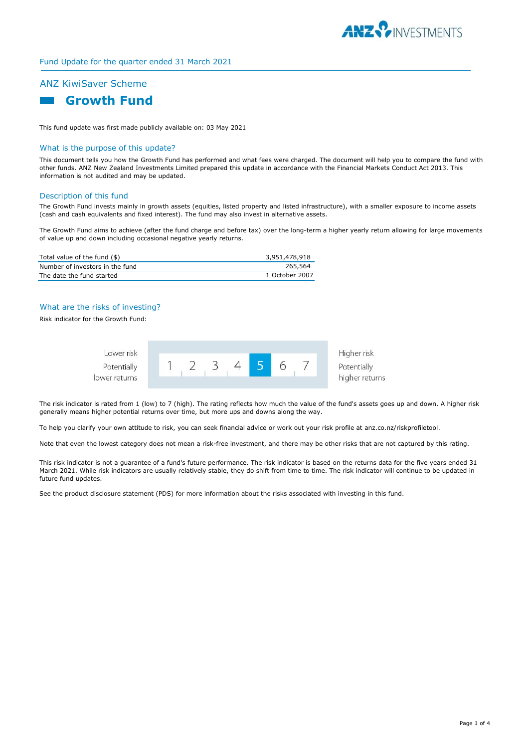Fund Update for the quarter ended 31 March 2021

## ANZ KiwiSaver Scheme

# Growth Fund

This fund update was first made publicly available on: 03 May 2021

## What is the purpose of this update?

This document tells you how the Growth Fund has performed and what fees were charged. The document will help you to compare the fund with other funds. ANZ New Zealand Investments Limited prepared this update in accordance with the Financial Markets Conduct Act 2013. This information is not audited and may be updated.

## Description of this fund

The Growth Fund invests mainly in growth assets (equities, listed property and listed infrastructure), with a smaller exposure to income assets (cash and cash equivalents and fixed interest). The fund may also invest in alternative assets.

The Growth Fund aims to achieve (after the fund charge and before tax) over the long-term a higher yearly return allowing for large movements of value up and down including occasional negative yearly returns.

| | |
|---|---|
| Total value of the fund ($) | 3,951,478,918 |
| Number of investors in the fund | 265,564 |
| The date the fund started | 1 October 2007 |

## What are the risks of investing?

Risk indicator for the Growth Fund:

| Lower risk<br>Potentially lower returns | 1 | 2 | 3 | 4 | **5** | 6 | 7 | Higher risk<br>Potentially higher returns |
|---|---|---|---|---|---|---|---|---|

The risk indicator is rated from 1 (low) to 7 (high). The rating reflects how much the value of the fund's assets goes up and down. A higher risk generally means higher potential returns over time, but more ups and downs along the way.

To help you clarify your own attitude to risk, you can seek financial advice or work out your risk profile at anz.co.nz/riskprofiletool.

Note that even the lowest category does not mean a risk-free investment, and there may be other risks that are not captured by this rating.

This risk indicator is not a guarantee of a fund's future performance. The risk indicator is based on the returns data for the five years ended 31 March 2021. While risk indicators are usually relatively stable, they do shift from time to time. The risk indicator will continue to be updated in future fund updates.

See the product disclosure statement (PDS) for more information about the risks associated with investing in this fund.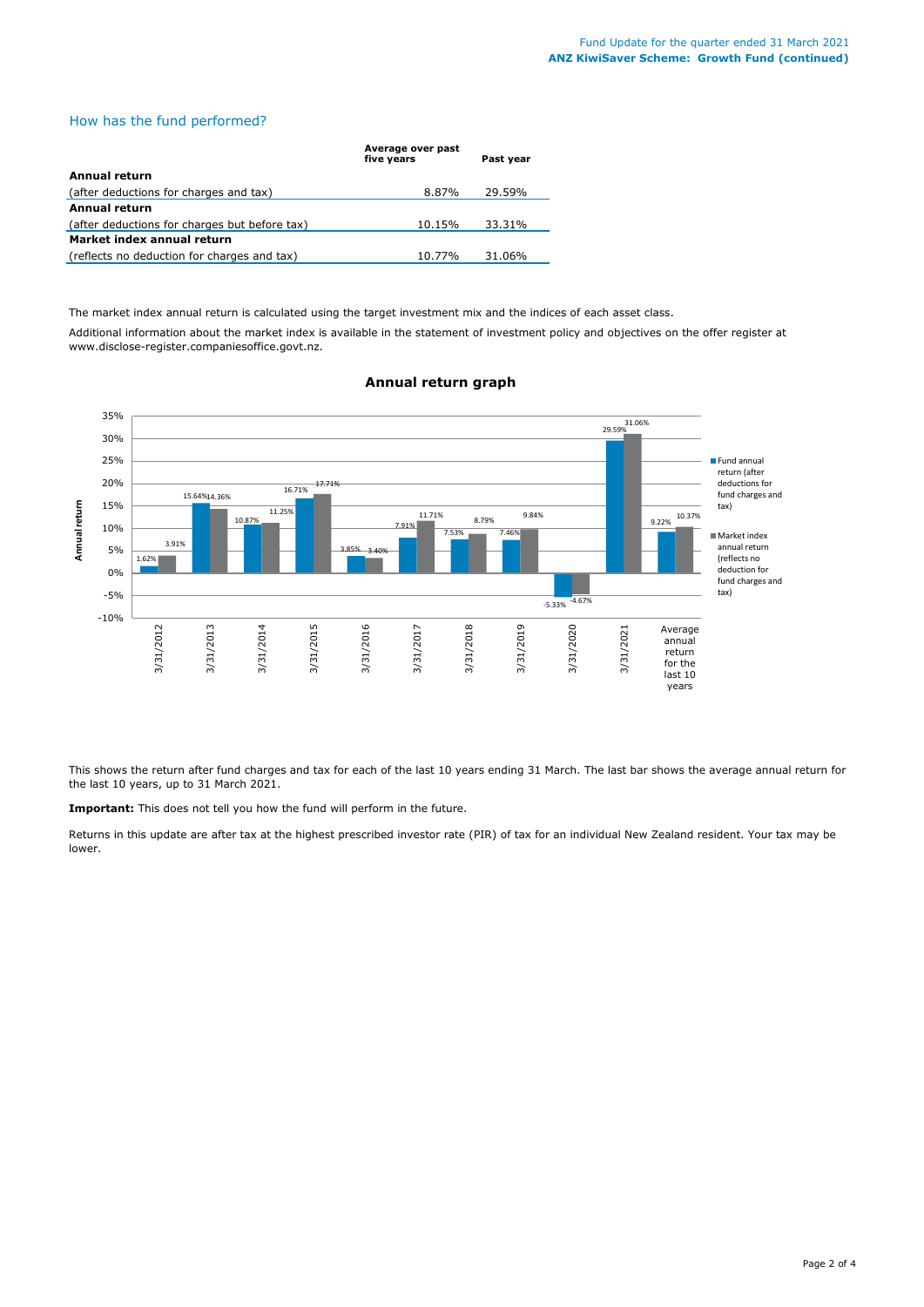## How has the fund performed?

| | Average over past five years | Past year |
|---|---|---|
| **Annual return** | | |
| (after deductions for charges and tax) | 8.87% | 29.59% |
| **Annual return** | | |
| (after deductions for charges but before tax) | 10.15% | 33.31% |
| **Market index annual return** | | |
| (reflects no deduction for charges and tax) | 10.77% | 31.06% |

The market index annual return is calculated using the target investment mix and the indices of each asset class.

Additional information about the market index is available in the statement of investment policy and objectives on the offer register at www.disclose-register.companiesoffice.govt.nz.

### Annual return graph

| | Fund annual return (after deductions for fund charges and tax) | Market index annual return (reflects no deduction for fund charges and tax) |
|---|---|---|
| 3/31/2012 | 1.62% | 3.91% |
| 3/31/2013 | 15.64% | 14.36% |
| 3/31/2014 | 10.87% | 11.25% |
| 3/31/2015 | 16.71% | 17.71% |
| 3/31/2016 | 3.85% | 3.40% |
| 3/31/2017 | 7.91% | 11.71% |
| 3/31/2018 | 7.53% | 8.79% |
| 3/31/2019 | 7.46% | 9.84% |
| 3/31/2020 | -5.33% | -4.67% |
| 3/31/2021 | 29.59% | 31.06% |
| Average annual return for the last 10 years | 9.22% | 10.37% |

This shows the return after fund charges and tax for each of the last 10 years ending 31 March. The last bar shows the average annual return for the last 10 years, up to 31 March 2021.

**Important:** This does not tell you how the fund will perform in the future.

Returns in this update are after tax at the highest prescribed investor rate (PIR) of tax for an individual New Zealand resident. Your tax may be lower.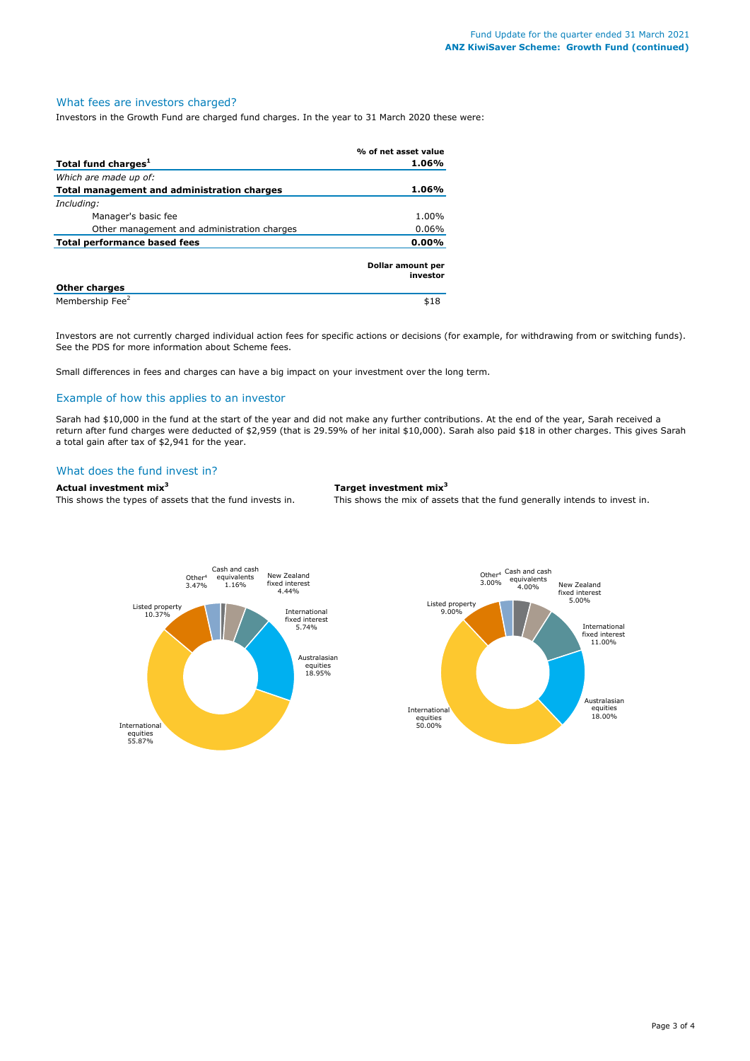## What fees are investors charged?

Investors in the Growth Fund are charged fund charges. In the year to 31 March 2020 these were:

| | % of net asset value |
|---|---|
| **Total fund charges[1]** | **1.06%** |
| *Which are made up of:* | |
| **Total management and administration charges** | **1.06%** |
| *Including:* | |
| Manager's basic fee | 1.00% |
| Other management and administration charges | 0.06% |
| **Total performance based fees** | **0.00%** |

| **Other charges** | **Dollar amount per investor** |
|---|---|
| Membership Fee[2] | $18 |

Investors are not currently charged individual action fees for specific actions or decisions (for example, for withdrawing from or switching funds). See the PDS for more information about Scheme fees.

Small differences in fees and charges can have a big impact on your investment over the long term.

## Example of how this applies to an investor

Sarah had $10,000 in the fund at the start of the year and did not make any further contributions. At the end of the year, Sarah received a return after fund charges were deducted of $2,959 (that is 29.59% of her inital $10,000). Sarah also paid $18 in other charges. This gives Sarah a total gain after tax of $2,941 for the year.

## What does the fund invest in?

**Actual investment mix[3]**

This shows the types of assets that the fund invests in.

| Asset type | % |
|---|---|
| Cash and cash equivalents | 1.16% |
| New Zealand fixed interest | 4.44% |
| International fixed interest | 5.74% |
| Australasian equities | 18.95% |
| International equities | 55.87% |
| Listed property | 10.37% |
| Other[4] | 3.47% |

**Target investment mix[3]**

This shows the mix of assets that the fund generally intends to invest in.

| Asset type | % |
|---|---|
| Cash and cash equivalents | 4.00% |
| New Zealand fixed interest | 5.00% |
| International fixed interest | 11.00% |
| Australasian equities | 18.00% |
| International equities | 50.00% |
| Listed property | 9.00% |
| Other[4] | 3.00% |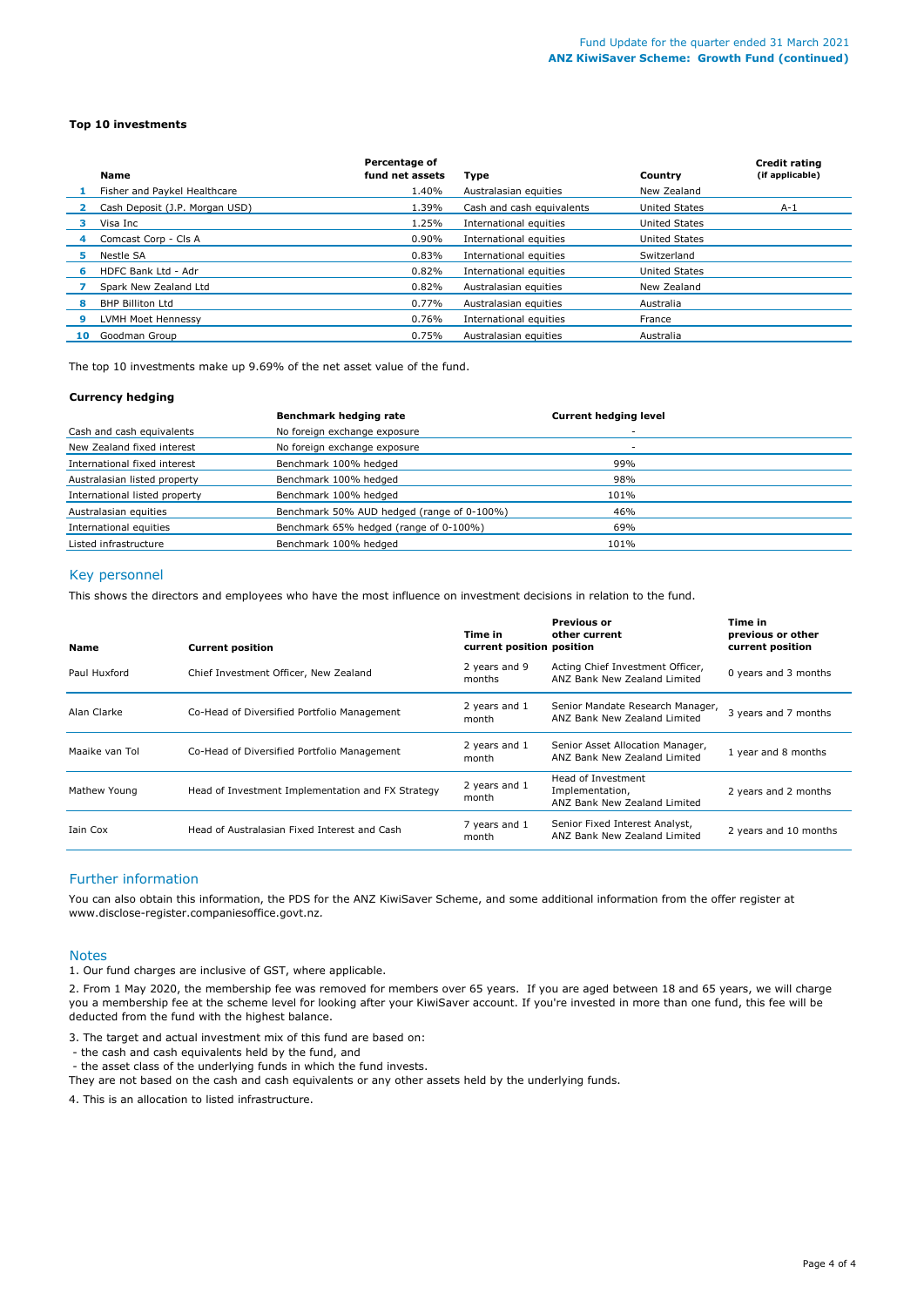### Top 10 investments

| | Name | Percentage of fund net assets | Type | Country | Credit rating (if applicable) |
|---|---|---|---|---|---|
| 1 | Fisher and Paykel Healthcare | 1.40% | Australasian equities | New Zealand | |
| 2 | Cash Deposit (J.P. Morgan USD) | 1.39% | Cash and cash equivalents | United States | A-1 |
| 3 | Visa Inc | 1.25% | International equities | United States | |
| 4 | Comcast Corp - Cls A | 0.90% | International equities | United States | |
| 5 | Nestle SA | 0.83% | International equities | Switzerland | |
| 6 | HDFC Bank Ltd - Adr | 0.82% | International equities | United States | |
| 7 | Spark New Zealand Ltd | 0.82% | Australasian equities | New Zealand | |
| 8 | BHP Billiton Ltd | 0.77% | Australasian equities | Australia | |
| 9 | LVMH Moet Hennessy | 0.76% | International equities | France | |
| 10 | Goodman Group | 0.75% | Australasian equities | Australia | |

The top 10 investments make up 9.69% of the net asset value of the fund.

### Currency hedging

| | Benchmark hedging rate | Current hedging level |
|---|---|---|
| Cash and cash equivalents | No foreign exchange exposure | - |
| New Zealand fixed interest | No foreign exchange exposure | - |
| International fixed interest | Benchmark 100% hedged | 99% |
| Australasian listed property | Benchmark 100% hedged | 98% |
| International listed property | Benchmark 100% hedged | 101% |
| Australasian equities | Benchmark 50% AUD hedged (range of 0-100%) | 46% |
| International equities | Benchmark 65% hedged (range of 0-100%) | 69% |
| Listed infrastructure | Benchmark 100% hedged | 101% |

## Key personnel

This shows the directors and employees who have the most influence on investment decisions in relation to the fund.

| Name | Current position | Time in current position | Previous or other current position | Time in previous or other current position |
|---|---|---|---|---|
| Paul Huxford | Chief Investment Officer, New Zealand | 2 years and 9 months | Acting Chief Investment Officer, ANZ Bank New Zealand Limited | 0 years and 3 months |
| Alan Clarke | Co-Head of Diversified Portfolio Management | 2 years and 1 month | Senior Mandate Research Manager, ANZ Bank New Zealand Limited | 3 years and 7 months |
| Maaike van Tol | Co-Head of Diversified Portfolio Management | 2 years and 1 month | Senior Asset Allocation Manager, ANZ Bank New Zealand Limited | 1 year and 8 months |
| Mathew Young | Head of Investment Implementation and FX Strategy | 2 years and 1 month | Head of Investment Implementation, ANZ Bank New Zealand Limited | 2 years and 2 months |
| Iain Cox | Head of Australasian Fixed Interest and Cash | 7 years and 1 month | Senior Fixed Interest Analyst, ANZ Bank New Zealand Limited | 2 years and 10 months |

## Further information

You can also obtain this information, the PDS for the ANZ KiwiSaver Scheme, and some additional information from the offer register at www.disclose-register.companiesoffice.govt.nz.

## Notes

1. Our fund charges are inclusive of GST, where applicable.

2. From 1 May 2020, the membership fee was removed for members over 65 years. If you are aged between 18 and 65 years, we will charge you a membership fee at the scheme level for looking after your KiwiSaver account. If you're invested in more than one fund, this fee will be deducted from the fund with the highest balance.

3. The target and actual investment mix of this fund are based on:
 - the cash and cash equivalents held by the fund, and
 - the asset class of the underlying funds in which the fund invests.
They are not based on the cash and cash equivalents or any other assets held by the underlying funds.

4. This is an allocation to listed infrastructure.